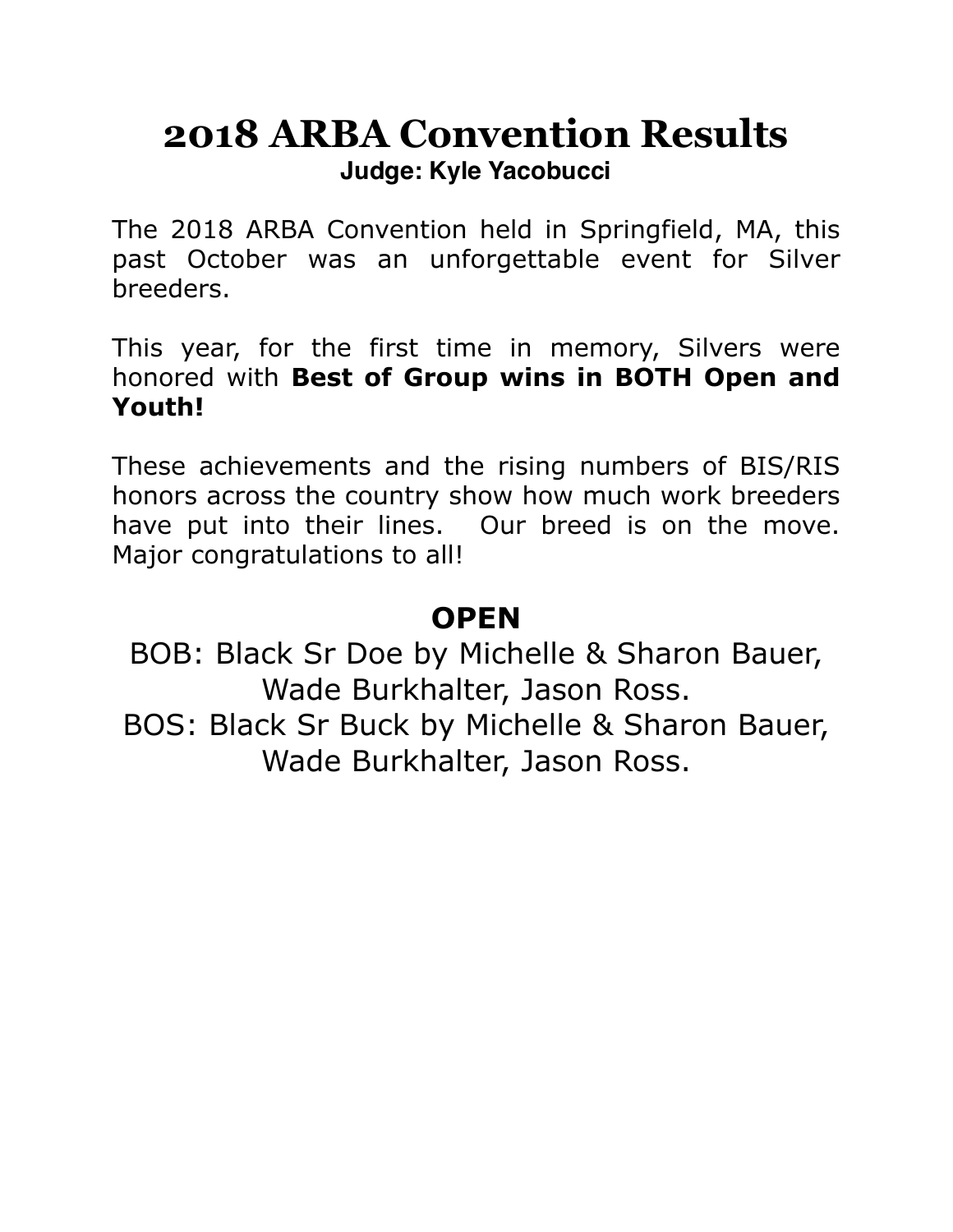# 2018 ARBA Convention Results

**Judge: Kyle Yacobucci**

The 2018 ARBA Convention held in Springfield, MA, this past October was an unforgettable event for Silver breeders.

This year, for the first time in memory, Silvers were honored with **Best of Group wins in BOTH Open and Youth!**

These achievements and the rising numbers of BIS/RIS honors across the country show how much work breeders have put into their lines. Our breed is on the move. Major congratulations to all!

## OPEN

BOB: Black Sr Doe by Michelle & Sharon Bauer, Wade Burkhalter, Jason Ross.

BOS: Black Sr Buck by Michelle & Sharon Bauer, Wade Burkhalter, Jason Ross.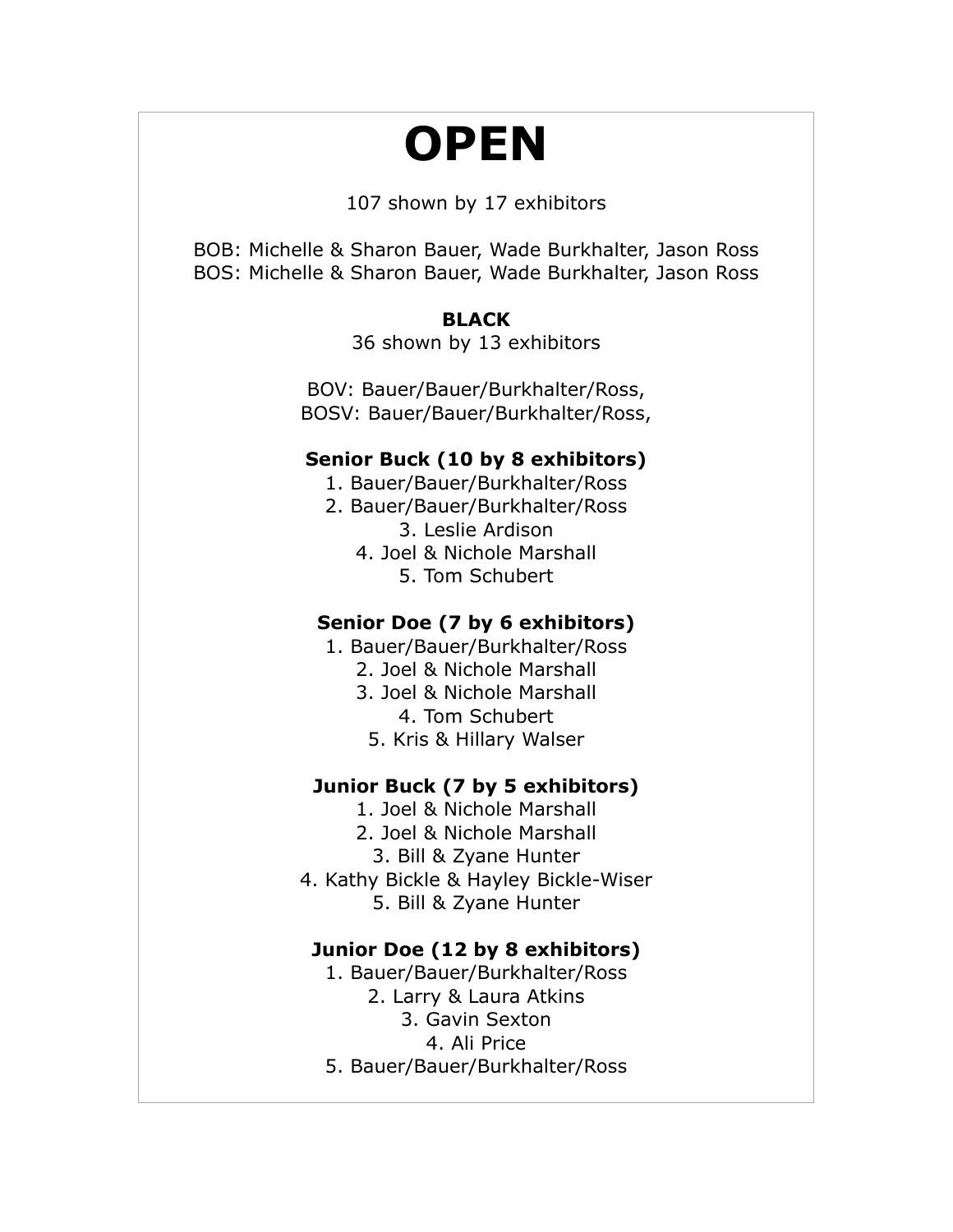# OPEN

107 shown by 17 exhibitors

BOB: Michelle & Sharon Bauer, Wade Burkhalter, Jason Ross
BOS: Michelle & Sharon Bauer, Wade Burkhalter, Jason Ross

**BLACK**
36 shown by 13 exhibitors

BOV: Bauer/Bauer/Burkhalter/Ross,
BOSV: Bauer/Bauer/Burkhalter/Ross,

**Senior Buck (10 by 8 exhibitors)**

1. Bauer/Bauer/Burkhalter/Ross
2. Bauer/Bauer/Burkhalter/Ross
3. Leslie Ardison
4. Joel & Nichole Marshall
5. Tom Schubert

**Senior Doe (7 by 6 exhibitors)**

1. Bauer/Bauer/Burkhalter/Ross
2. Joel & Nichole Marshall
3. Joel & Nichole Marshall
4. Tom Schubert
5. Kris & Hillary Walser

**Junior Buck (7 by 5 exhibitors)**

1. Joel & Nichole Marshall
2. Joel & Nichole Marshall
3. Bill & Zyane Hunter
4. Kathy Bickle & Hayley Bickle-Wiser
5. Bill & Zyane Hunter

**Junior Doe (12 by 8 exhibitors)**

1. Bauer/Bauer/Burkhalter/Ross
2. Larry & Laura Atkins
3. Gavin Sexton
4. Ali Price
5. Bauer/Bauer/Burkhalter/Ross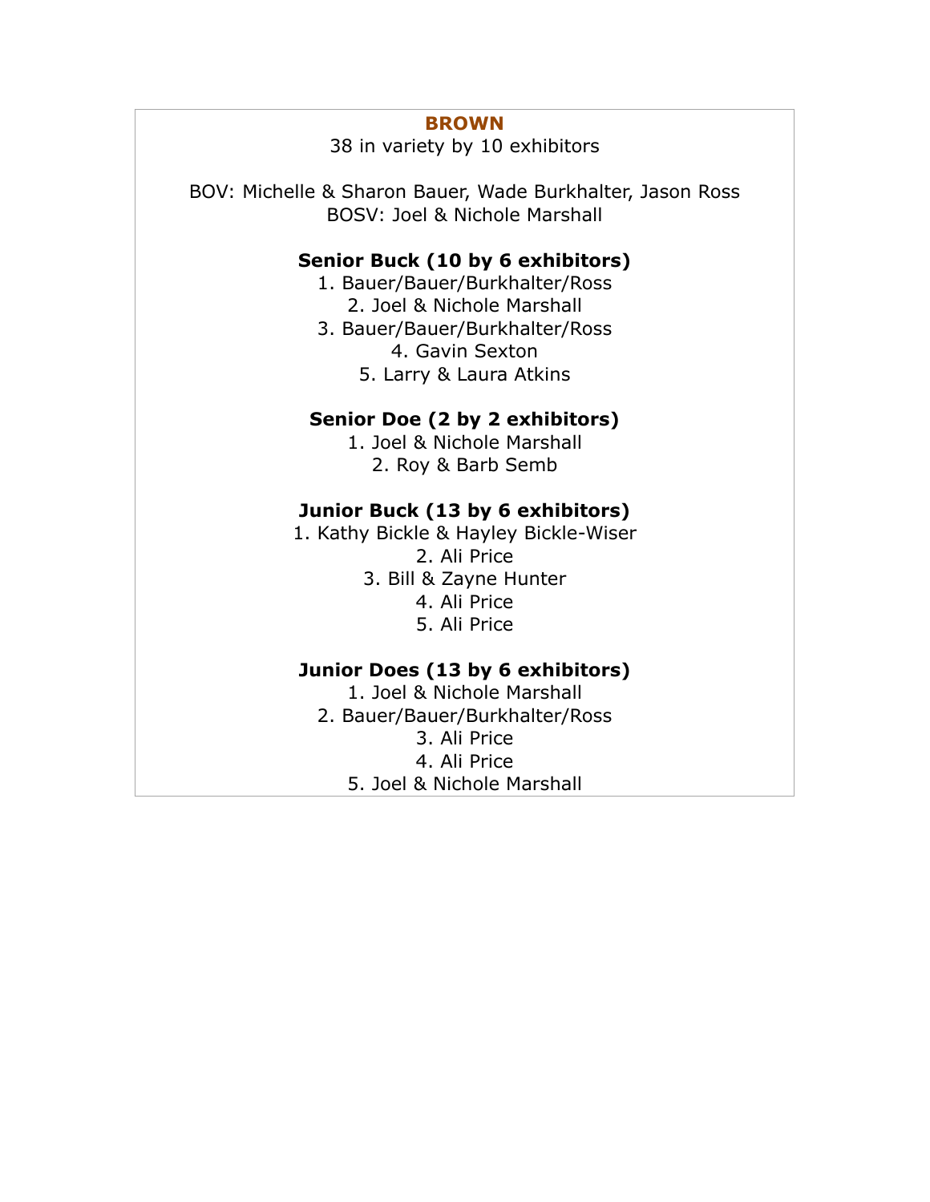## BROWN

38 in variety by 10 exhibitors

BOV: Michelle & Sharon Bauer, Wade Burkhalter, Jason Ross
BOSV: Joel & Nichole Marshall

### Senior Buck (10 by 6 exhibitors)

1. Bauer/Bauer/Burkhalter/Ross
2. Joel & Nichole Marshall
3. Bauer/Bauer/Burkhalter/Ross
4. Gavin Sexton
5. Larry & Laura Atkins

### Senior Doe (2 by 2 exhibitors)

1. Joel & Nichole Marshall
2. Roy & Barb Semb

### Junior Buck (13 by 6 exhibitors)

1. Kathy Bickle & Hayley Bickle-Wiser
2. Ali Price
3. Bill & Zayne Hunter
4. Ali Price
5. Ali Price

### Junior Does (13 by 6 exhibitors)

1. Joel & Nichole Marshall
2. Bauer/Bauer/Burkhalter/Ross
3. Ali Price
4. Ali Price
5. Joel & Nichole Marshall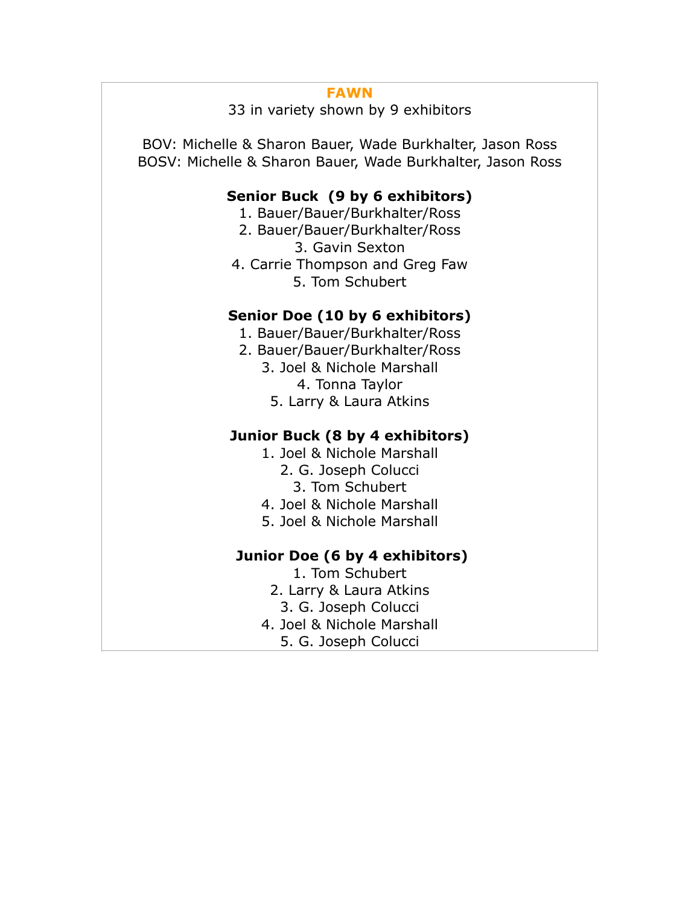## FAWN

33 in variety shown by 9 exhibitors

BOV: Michelle & Sharon Bauer, Wade Burkhalter, Jason Ross
BOSV: Michelle & Sharon Bauer, Wade Burkhalter, Jason Ross

### Senior Buck (9 by 6 exhibitors)

1. Bauer/Bauer/Burkhalter/Ross
2. Bauer/Bauer/Burkhalter/Ross
3. Gavin Sexton
4. Carrie Thompson and Greg Faw
5. Tom Schubert

### Senior Doe (10 by 6 exhibitors)

1. Bauer/Bauer/Burkhalter/Ross
2. Bauer/Bauer/Burkhalter/Ross
3. Joel & Nichole Marshall
4. Tonna Taylor
5. Larry & Laura Atkins

### Junior Buck (8 by 4 exhibitors)

1. Joel & Nichole Marshall
2. G. Joseph Colucci
3. Tom Schubert
4. Joel & Nichole Marshall
5. Joel & Nichole Marshall

### Junior Doe (6 by 4 exhibitors)

1. Tom Schubert
2. Larry & Laura Atkins
3. G. Joseph Colucci
4. Joel & Nichole Marshall
5. G. Joseph Colucci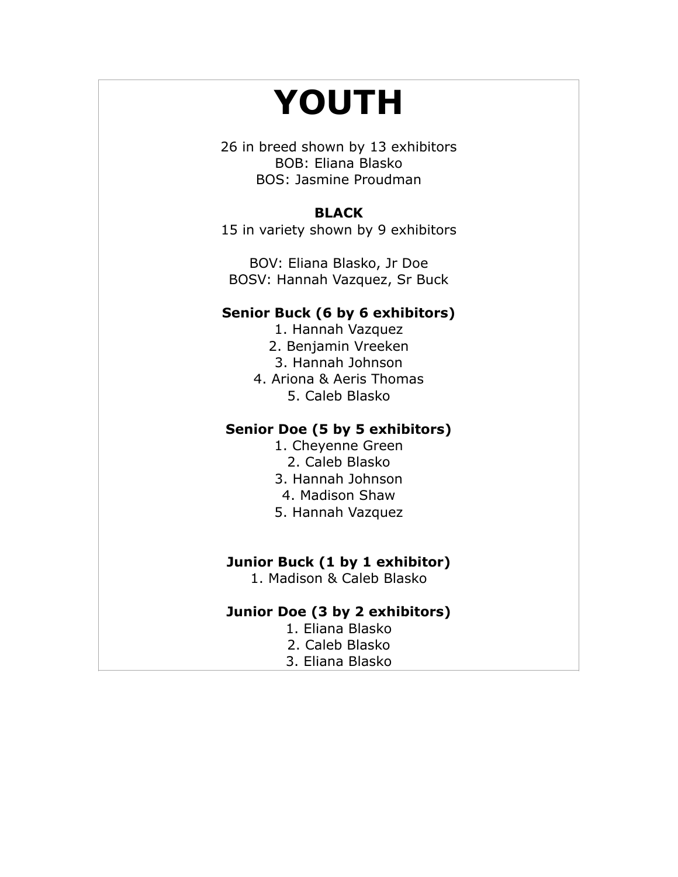# YOUTH

26 in breed shown by 13 exhibitors
BOB: Eliana Blasko
BOS: Jasmine Proudman

**BLACK**
15 in variety shown by 9 exhibitors

BOV: Eliana Blasko, Jr Doe
BOSV: Hannah Vazquez, Sr Buck

**Senior Buck (6 by 6 exhibitors)**

1. Hannah Vazquez
2. Benjamin Vreeken
3. Hannah Johnson
4. Ariona & Aeris Thomas
5. Caleb Blasko

**Senior Doe (5 by 5 exhibitors)**

1. Cheyenne Green
2. Caleb Blasko
3. Hannah Johnson
4. Madison Shaw
5. Hannah Vazquez

**Junior Buck (1 by 1 exhibitor)**

1. Madison & Caleb Blasko

**Junior Doe (3 by 2 exhibitors)**

1. Eliana Blasko
2. Caleb Blasko
3. Eliana Blasko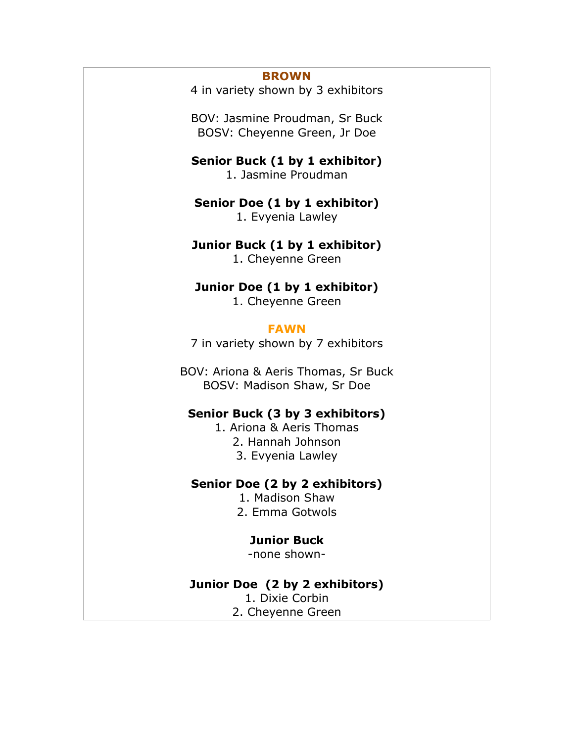## BROWN

4 in variety shown by 3 exhibitors

BOV: Jasmine Proudman, Sr Buck
BOSV: Cheyenne Green, Jr Doe

**Senior Buck (1 by 1 exhibitor)**
1. Jasmine Proudman

**Senior Doe (1 by 1 exhibitor)**
1. Evyenia Lawley

**Junior Buck (1 by 1 exhibitor)**
1. Cheyenne Green

**Junior Doe (1 by 1 exhibitor)**
1. Cheyenne Green

## FAWN

7 in variety shown by 7 exhibitors

BOV: Ariona & Aeris Thomas, Sr Buck
BOSV: Madison Shaw, Sr Doe

**Senior Buck (3 by 3 exhibitors)**
1. Ariona & Aeris Thomas
2. Hannah Johnson
3. Evyenia Lawley

**Senior Doe (2 by 2 exhibitors)**
1. Madison Shaw
2. Emma Gotwols

**Junior Buck**
-none shown-

**Junior Doe (2 by 2 exhibitors)**
1. Dixie Corbin
2. Cheyenne Green